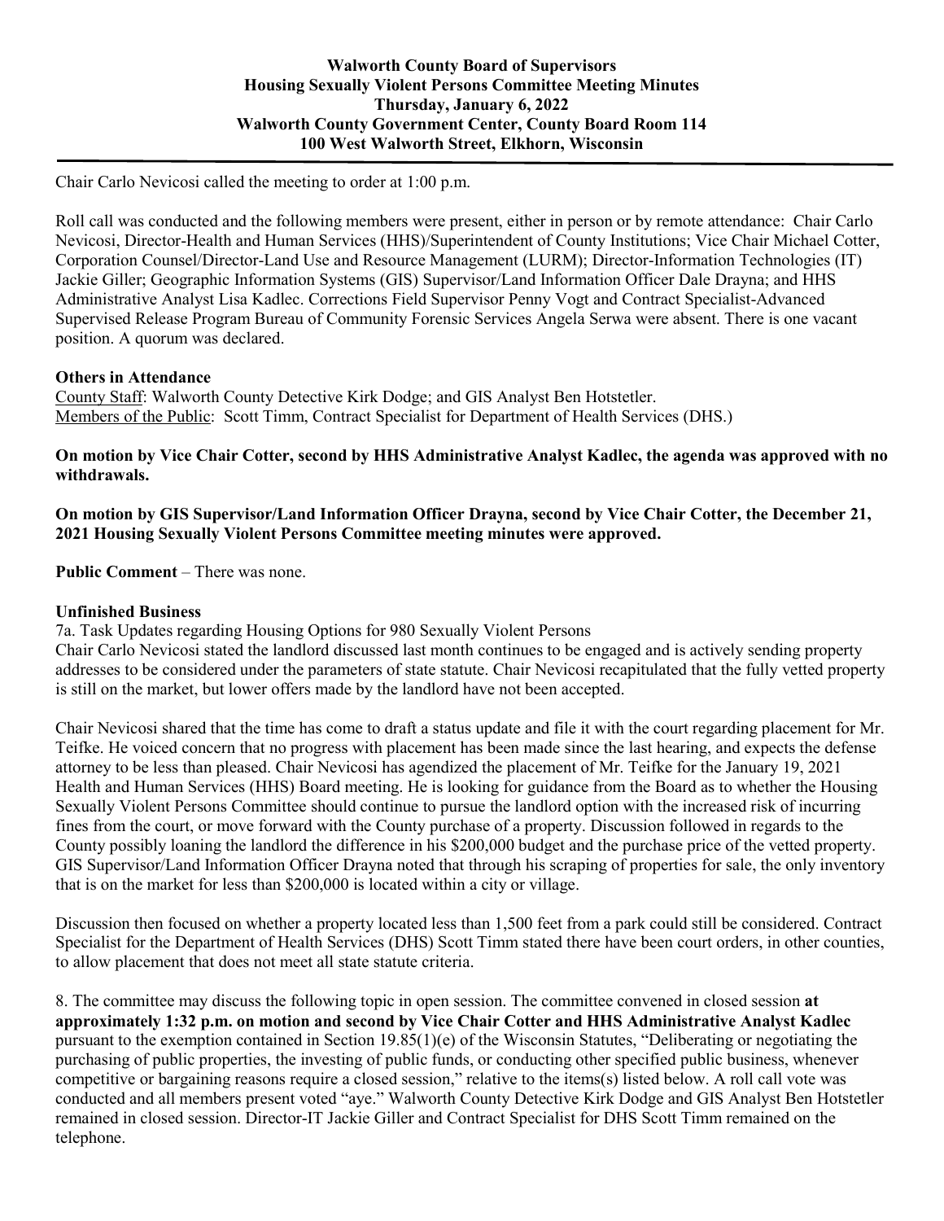**Walworth County Board of Supervisors**
**Housing Sexually Violent Persons Committee Meeting Minutes**
**Thursday, January 6, 2022**
**Walworth County Government Center, County Board Room 114**
**100 West Walworth Street, Elkhorn, Wisconsin**

Chair Carlo Nevicosi called the meeting to order at 1:00 p.m.

Roll call was conducted and the following members were present, either in person or by remote attendance: Chair Carlo Nevicosi, Director-Health and Human Services (HHS)/Superintendent of County Institutions; Vice Chair Michael Cotter, Corporation Counsel/Director-Land Use and Resource Management (LURM); Director-Information Technologies (IT) Jackie Giller; Geographic Information Systems (GIS) Supervisor/Land Information Officer Dale Drayna; and HHS Administrative Analyst Lisa Kadlec. Corrections Field Supervisor Penny Vogt and Contract Specialist-Advanced Supervised Release Program Bureau of Community Forensic Services Angela Serwa were absent. There is one vacant position. A quorum was declared.

**Others in Attendance**
County Staff: Walworth County Detective Kirk Dodge; and GIS Analyst Ben Hotstetler.
Members of the Public: Scott Timm, Contract Specialist for Department of Health Services (DHS.)

**On motion by Vice Chair Cotter, second by HHS Administrative Analyst Kadlec, the agenda was approved with no withdrawals.**

**On motion by GIS Supervisor/Land Information Officer Drayna, second by Vice Chair Cotter, the December 21, 2021 Housing Sexually Violent Persons Committee meeting minutes were approved.**

**Public Comment** – There was none.

**Unfinished Business**
7a. Task Updates regarding Housing Options for 980 Sexually Violent Persons
Chair Carlo Nevicosi stated the landlord discussed last month continues to be engaged and is actively sending property addresses to be considered under the parameters of state statute. Chair Nevicosi recapitulated that the fully vetted property is still on the market, but lower offers made by the landlord have not been accepted.

Chair Nevicosi shared that the time has come to draft a status update and file it with the court regarding placement for Mr. Teifke. He voiced concern that no progress with placement has been made since the last hearing, and expects the defense attorney to be less than pleased. Chair Nevicosi has agendized the placement of Mr. Teifke for the January 19, 2021 Health and Human Services (HHS) Board meeting. He is looking for guidance from the Board as to whether the Housing Sexually Violent Persons Committee should continue to pursue the landlord option with the increased risk of incurring fines from the court, or move forward with the County purchase of a property. Discussion followed in regards to the County possibly loaning the landlord the difference in his $200,000 budget and the purchase price of the vetted property. GIS Supervisor/Land Information Officer Drayna noted that through his scraping of properties for sale, the only inventory that is on the market for less than $200,000 is located within a city or village.

Discussion then focused on whether a property located less than 1,500 feet from a park could still be considered. Contract Specialist for the Department of Health Services (DHS) Scott Timm stated there have been court orders, in other counties, to allow placement that does not meet all state statute criteria.

8. The committee may discuss the following topic in open session. The committee convened in closed session **at approximately 1:32 p.m. on motion and second by Vice Chair Cotter and HHS Administrative Analyst Kadlec** pursuant to the exemption contained in Section 19.85(1)(e) of the Wisconsin Statutes, "Deliberating or negotiating the purchasing of public properties, the investing of public funds, or conducting other specified public business, whenever competitive or bargaining reasons require a closed session," relative to the items(s) listed below. A roll call vote was conducted and all members present voted "aye." Walworth County Detective Kirk Dodge and GIS Analyst Ben Hotstetler remained in closed session. Director-IT Jackie Giller and Contract Specialist for DHS Scott Timm remained on the telephone.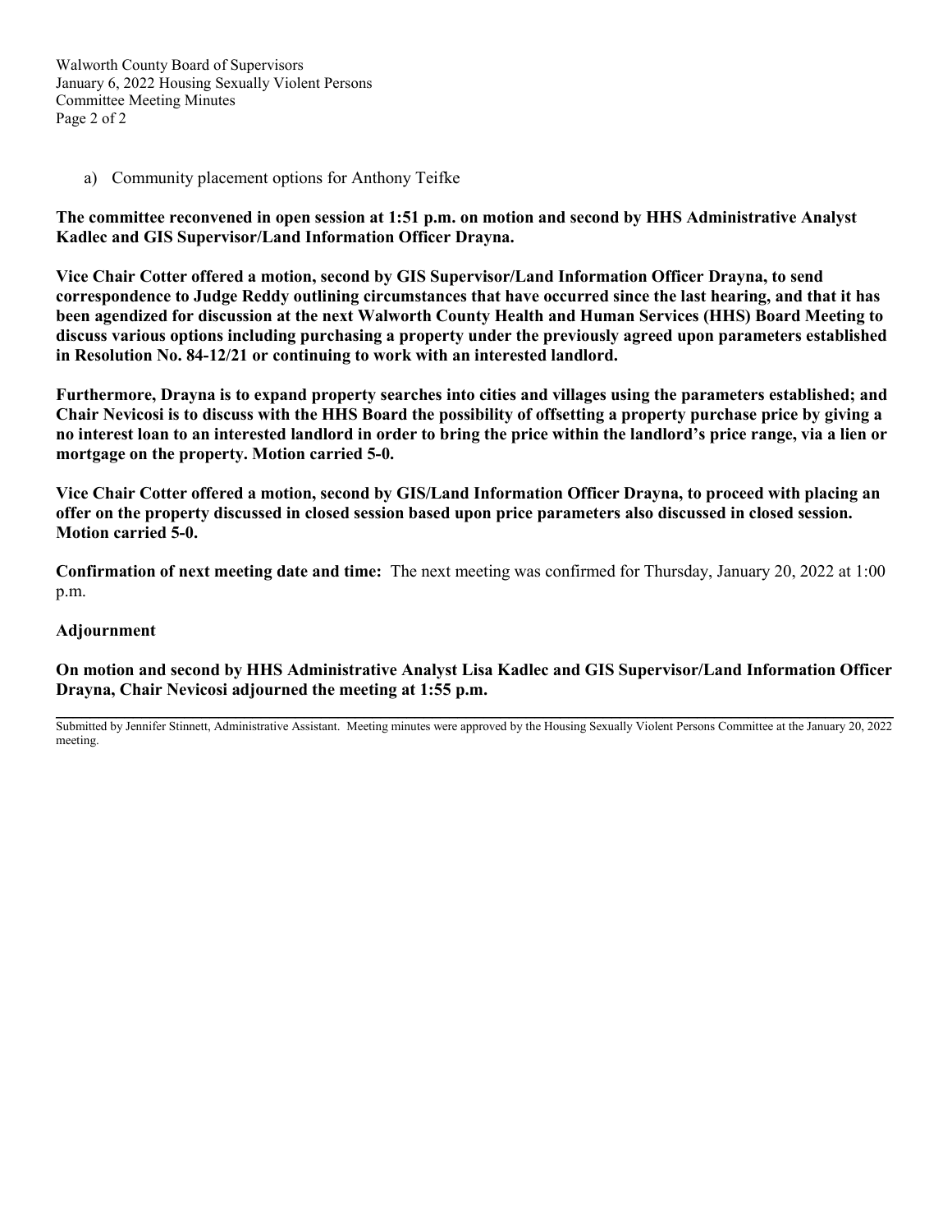a) Community placement options for Anthony Teifke

**The committee reconvened in open session at 1:51 p.m. on motion and second by HHS Administrative Analyst Kadlec and GIS Supervisor/Land Information Officer Drayna.**

**Vice Chair Cotter offered a motion, second by GIS Supervisor/Land Information Officer Drayna, to send correspondence to Judge Reddy outlining circumstances that have occurred since the last hearing, and that it has been agendized for discussion at the next Walworth County Health and Human Services (HHS) Board Meeting to discuss various options including purchasing a property under the previously agreed upon parameters established in Resolution No. 84-12/21 or continuing to work with an interested landlord.**

**Furthermore, Drayna is to expand property searches into cities and villages using the parameters established; and Chair Nevicosi is to discuss with the HHS Board the possibility of offsetting a property purchase price by giving a no interest loan to an interested landlord in order to bring the price within the landlord's price range, via a lien or mortgage on the property. Motion carried 5-0.**

**Vice Chair Cotter offered a motion, second by GIS/Land Information Officer Drayna, to proceed with placing an offer on the property discussed in closed session based upon price parameters also discussed in closed session. Motion carried 5-0.**

**Confirmation of next meeting date and time:** The next meeting was confirmed for Thursday, January 20, 2022 at 1:00 p.m.

**Adjournment**

**On motion and second by HHS Administrative Analyst Lisa Kadlec and GIS Supervisor/Land Information Officer Drayna, Chair Nevicosi adjourned the meeting at 1:55 p.m.**

---

Submitted by Jennifer Stinnett, Administrative Assistant. Meeting minutes were approved by the Housing Sexually Violent Persons Committee at the January 20, 2022 meeting.